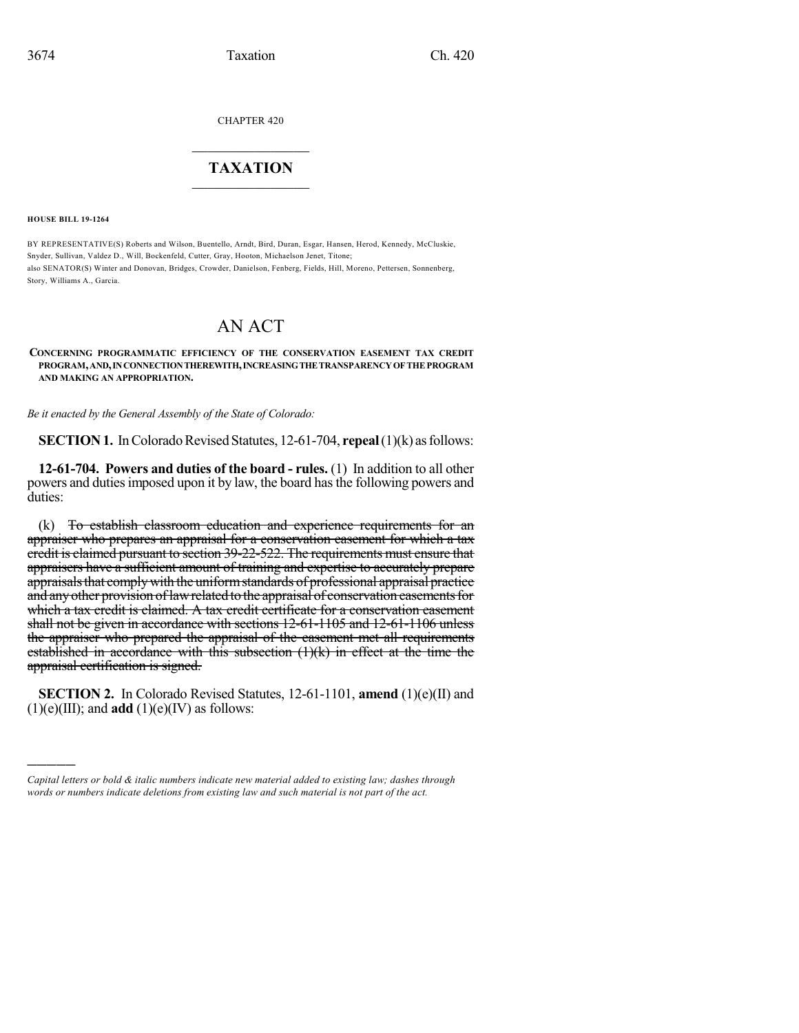CHAPTER 420

# TAXATION

**HOUSE BILL 19-1264**

BY REPRESENTATIVE(S) Roberts and Wilson, Buentello, Arndt, Bird, Duran, Esgar, Hansen, Herod, Kennedy, McCluskie, Snyder, Sullivan, Valdez D., Will, Bockenfeld, Cutter, Gray, Hooton, Michaelson Jenet, Titone;
also SENATOR(S) Winter and Donovan, Bridges, Crowder, Danielson, Fenberg, Fields, Hill, Moreno, Pettersen, Sonnenberg, Story, Williams A., Garcia.

# AN ACT

**CONCERNING PROGRAMMATIC EFFICIENCY OF THE CONSERVATION EASEMENT TAX CREDIT PROGRAM, AND, IN CONNECTION THEREWITH, INCREASING THE TRANSPARENCY OF THE PROGRAM AND MAKING AN APPROPRIATION.**

*Be it enacted by the General Assembly of the State of Colorado:*

**SECTION 1.** In Colorado Revised Statutes, 12-61-704, **repeal** (1)(k) as follows:

**12-61-704. Powers and duties of the board - rules.** (1) In addition to all other powers and duties imposed upon it by law, the board has the following powers and duties:

(k) ~~To establish classroom education and experience requirements for an appraiser who prepares an appraisal for a conservation easement for which a tax credit is claimed pursuant to section 39-22-522. The requirements must ensure that appraisers have a sufficient amount of training and expertise to accurately prepare appraisals that comply with the uniform standards of professional appraisal practice and any other provision of law related to the appraisal of conservation easements for which a tax credit is claimed. A tax credit certificate for a conservation easement shall not be given in accordance with sections 12-61-1105 and 12-61-1106 unless the appraiser who prepared the appraisal of the easement met all requirements established in accordance with this subsection (1)(k) in effect at the time the appraisal certification is signed.~~

**SECTION 2.** In Colorado Revised Statutes, 12-61-1101, **amend** (1)(e)(II) and (1)(e)(III); and **add** (1)(e)(IV) as follows:

---

*Capital letters or bold & italic numbers indicate new material added to existing law; dashes through words or numbers indicate deletions from existing law and such material is not part of the act.*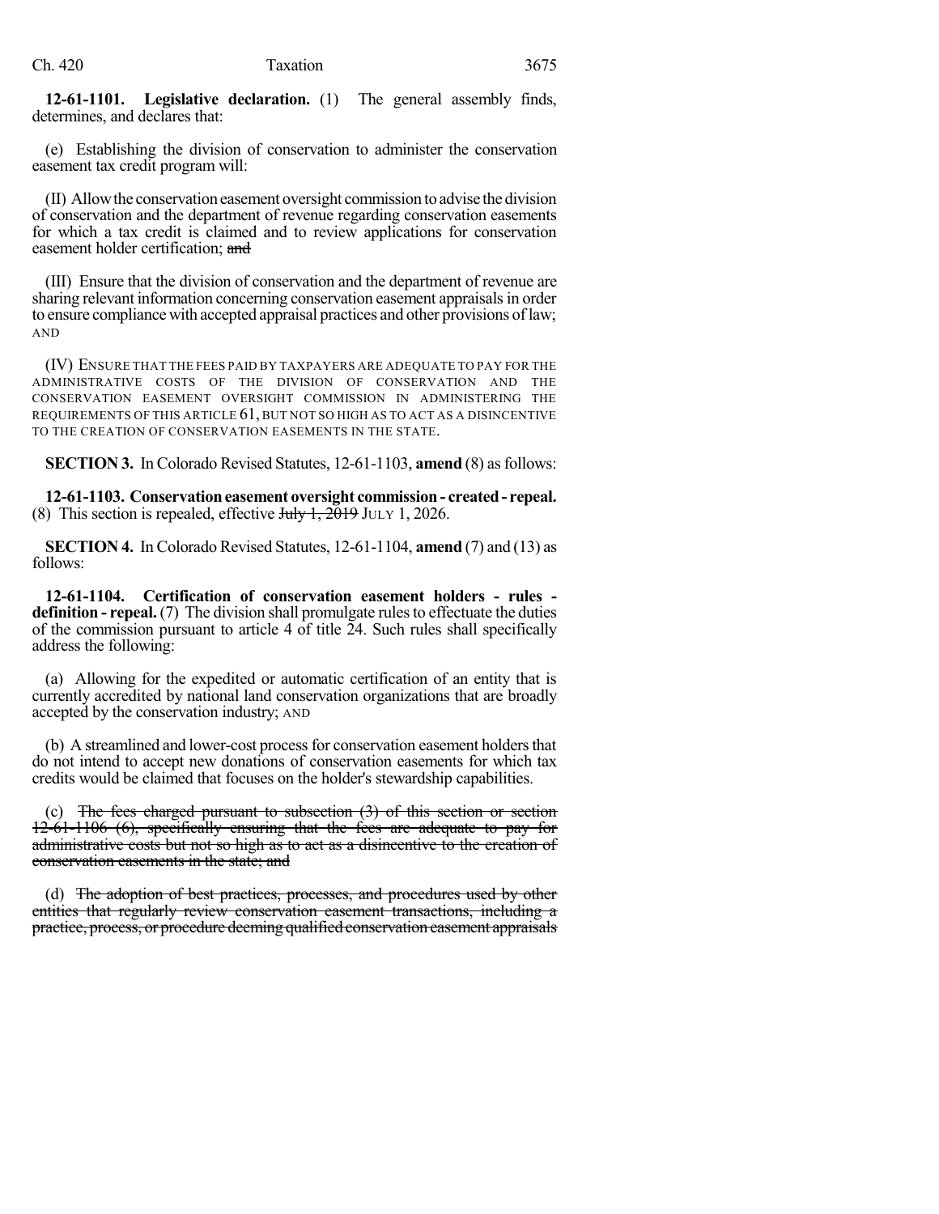**12-61-1101. Legislative declaration.** (1) The general assembly finds, determines, and declares that:

(e) Establishing the division of conservation to administer the conservation easement tax credit program will:

(II) Allow the conservation easement oversight commission to advise the division of conservation and the department of revenue regarding conservation easements for which a tax credit is claimed and to review applications for conservation easement holder certification; ~~and~~

(III) Ensure that the division of conservation and the department of revenue are sharing relevant information concerning conservation easement appraisals in order to ensure compliance with accepted appraisal practices and other provisions of law; AND

(IV) ENSURE THAT THE FEES PAID BY TAXPAYERS ARE ADEQUATE TO PAY FOR THE ADMINISTRATIVE COSTS OF THE DIVISION OF CONSERVATION AND THE CONSERVATION EASEMENT OVERSIGHT COMMISSION IN ADMINISTERING THE REQUIREMENTS OF THIS ARTICLE 61, BUT NOT SO HIGH AS TO ACT AS A DISINCENTIVE TO THE CREATION OF CONSERVATION EASEMENTS IN THE STATE.

**SECTION 3.** In Colorado Revised Statutes, 12-61-1103, **amend** (8) as follows:

**12-61-1103. Conservation easement oversight commission - created - repeal.** (8) This section is repealed, effective ~~July 1, 2019~~ JULY 1, 2026.

**SECTION 4.** In Colorado Revised Statutes, 12-61-1104, **amend** (7) and (13) as follows:

**12-61-1104. Certification of conservation easement holders - rules - definition - repeal.** (7) The division shall promulgate rules to effectuate the duties of the commission pursuant to article 4 of title 24. Such rules shall specifically address the following:

(a) Allowing for the expedited or automatic certification of an entity that is currently accredited by national land conservation organizations that are broadly accepted by the conservation industry; AND

(b) A streamlined and lower-cost process for conservation easement holders that do not intend to accept new donations of conservation easements for which tax credits would be claimed that focuses on the holder's stewardship capabilities.

(c) ~~The fees charged pursuant to subsection (3) of this section or section 12-61-1106 (6), specifically ensuring that the fees are adequate to pay for administrative costs but not so high as to act as a disincentive to the creation of conservation easements in the state; and~~

(d) ~~The adoption of best practices, processes, and procedures used by other entities that regularly review conservation easement transactions, including a practice, process, or procedure deeming qualified conservation easement appraisals~~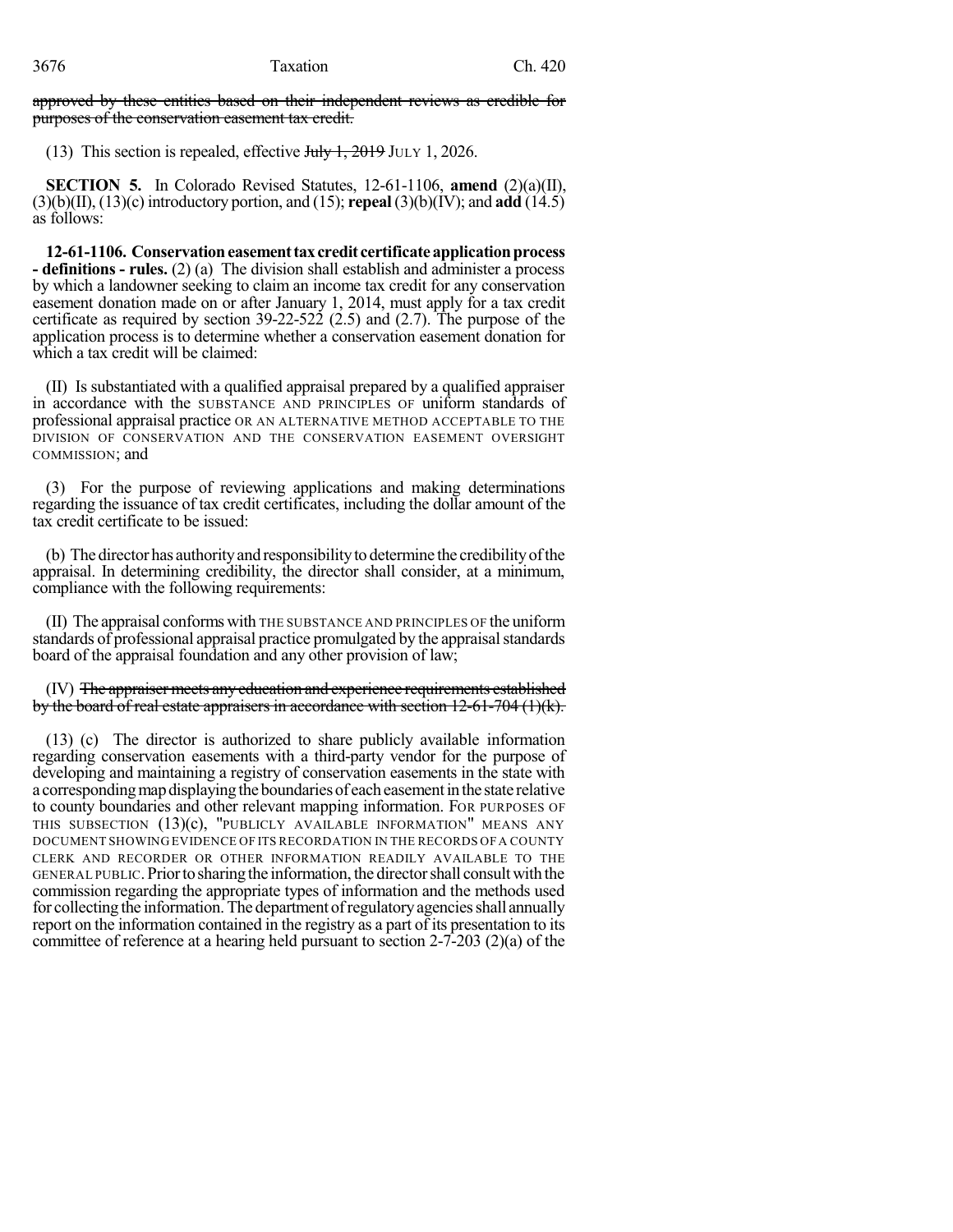approved by these entities based on their independent reviews as credible for purposes of the conservation easement tax credit.

(13) This section is repealed, effective July 1, 2019 JULY 1, 2026.

**SECTION 5.** In Colorado Revised Statutes, 12-61-1106, **amend** (2)(a)(II), (3)(b)(II), (13)(c) introductory portion, and (15); **repeal** (3)(b)(IV); and **add** (14.5) as follows:

**12-61-1106. Conservation easement tax credit certificate application process - definitions - rules.** (2) (a) The division shall establish and administer a process by which a landowner seeking to claim an income tax credit for any conservation easement donation made on or after January 1, 2014, must apply for a tax credit certificate as required by section 39-22-522 (2.5) and (2.7). The purpose of the application process is to determine whether a conservation easement donation for which a tax credit will be claimed:

(II) Is substantiated with a qualified appraisal prepared by a qualified appraiser in accordance with the SUBSTANCE AND PRINCIPLES OF uniform standards of professional appraisal practice OR AN ALTERNATIVE METHOD ACCEPTABLE TO THE DIVISION OF CONSERVATION AND THE CONSERVATION EASEMENT OVERSIGHT COMMISSION; and

(3) For the purpose of reviewing applications and making determinations regarding the issuance of tax credit certificates, including the dollar amount of the tax credit certificate to be issued:

(b) The director has authority and responsibility to determine the credibility of the appraisal. In determining credibility, the director shall consider, at a minimum, compliance with the following requirements:

(II) The appraisal conforms with THE SUBSTANCE AND PRINCIPLES OF the uniform standards of professional appraisal practice promulgated by the appraisal standards board of the appraisal foundation and any other provision of law;

(IV) The appraiser meets any education and experience requirements established by the board of real estate appraisers in accordance with section 12-61-704 (1)(k).

(13) (c) The director is authorized to share publicly available information regarding conservation easements with a third-party vendor for the purpose of developing and maintaining a registry of conservation easements in the state with a corresponding map displaying the boundaries of each easement in the state relative to county boundaries and other relevant mapping information. FOR PURPOSES OF THIS SUBSECTION (13)(c), "PUBLICLY AVAILABLE INFORMATION" MEANS ANY DOCUMENT SHOWING EVIDENCE OF ITS RECORDATION IN THE RECORDS OF A COUNTY CLERK AND RECORDER OR OTHER INFORMATION READILY AVAILABLE TO THE GENERAL PUBLIC. Prior to sharing the information, the director shall consult with the commission regarding the appropriate types of information and the methods used for collecting the information. The department of regulatory agencies shall annually report on the information contained in the registry as a part of its presentation to its committee of reference at a hearing held pursuant to section 2-7-203 (2)(a) of the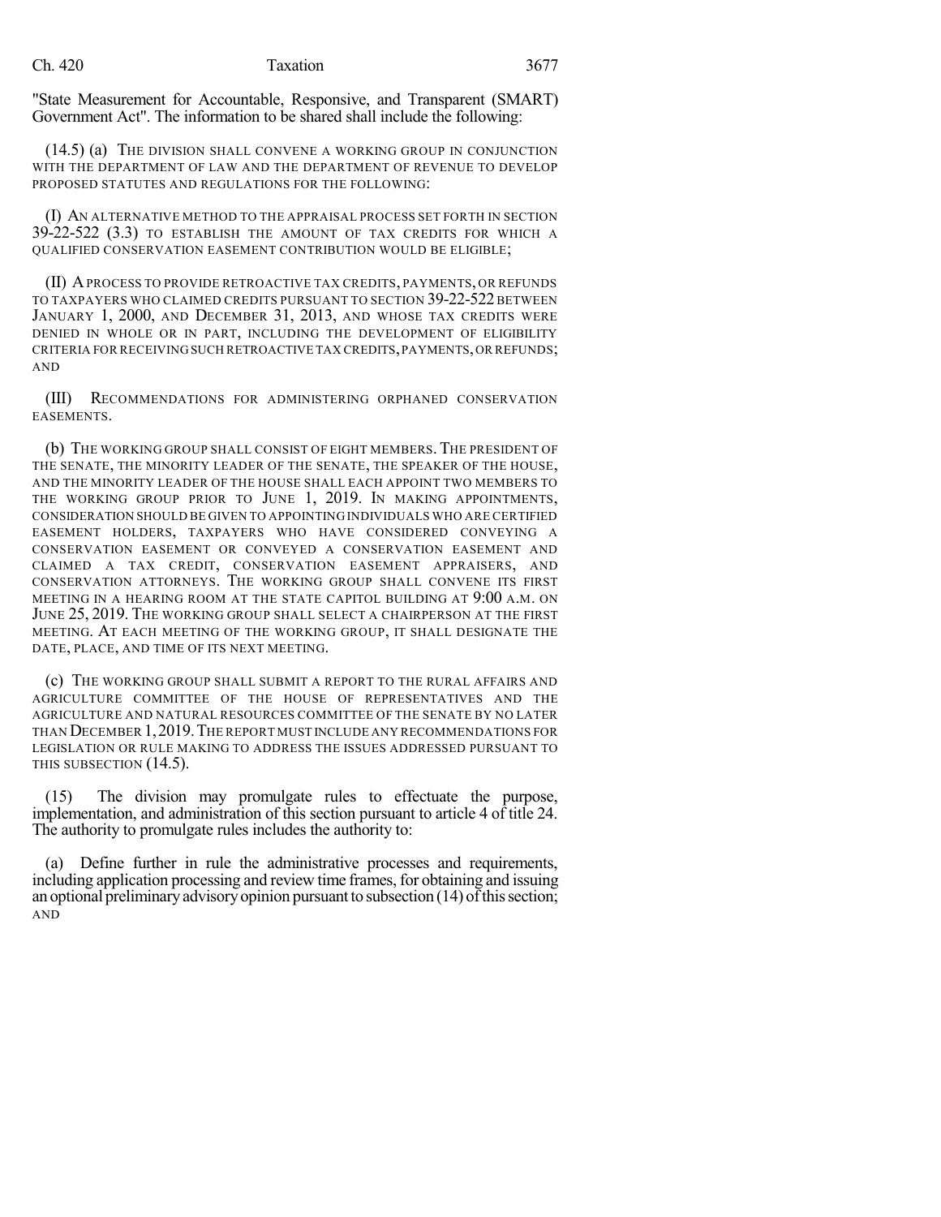"State Measurement for Accountable, Responsive, and Transparent (SMART) Government Act". The information to be shared shall include the following:

(14.5) (a) THE DIVISION SHALL CONVENE A WORKING GROUP IN CONJUNCTION WITH THE DEPARTMENT OF LAW AND THE DEPARTMENT OF REVENUE TO DEVELOP PROPOSED STATUTES AND REGULATIONS FOR THE FOLLOWING:

(I) AN ALTERNATIVE METHOD TO THE APPRAISAL PROCESS SET FORTH IN SECTION 39-22-522 (3.3) TO ESTABLISH THE AMOUNT OF TAX CREDITS FOR WHICH A QUALIFIED CONSERVATION EASEMENT CONTRIBUTION WOULD BE ELIGIBLE;

(II) A PROCESS TO PROVIDE RETROACTIVE TAX CREDITS, PAYMENTS, OR REFUNDS TO TAXPAYERS WHO CLAIMED CREDITS PURSUANT TO SECTION 39-22-522 BETWEEN JANUARY 1, 2000, AND DECEMBER 31, 2013, AND WHOSE TAX CREDITS WERE DENIED IN WHOLE OR IN PART, INCLUDING THE DEVELOPMENT OF ELIGIBILITY CRITERIA FOR RECEIVING SUCH RETROACTIVE TAX CREDITS, PAYMENTS, OR REFUNDS; AND

(III) RECOMMENDATIONS FOR ADMINISTERING ORPHANED CONSERVATION EASEMENTS.

(b) THE WORKING GROUP SHALL CONSIST OF EIGHT MEMBERS. THE PRESIDENT OF THE SENATE, THE MINORITY LEADER OF THE SENATE, THE SPEAKER OF THE HOUSE, AND THE MINORITY LEADER OF THE HOUSE SHALL EACH APPOINT TWO MEMBERS TO THE WORKING GROUP PRIOR TO JUNE 1, 2019. IN MAKING APPOINTMENTS, CONSIDERATION SHOULD BE GIVEN TO APPOINTING INDIVIDUALS WHO ARE CERTIFIED EASEMENT HOLDERS, TAXPAYERS WHO HAVE CONSIDERED CONVEYING A CONSERVATION EASEMENT OR CONVEYED A CONSERVATION EASEMENT AND CLAIMED A TAX CREDIT, CONSERVATION EASEMENT APPRAISERS, AND CONSERVATION ATTORNEYS. THE WORKING GROUP SHALL CONVENE ITS FIRST MEETING IN A HEARING ROOM AT THE STATE CAPITOL BUILDING AT 9:00 A.M. ON JUNE 25, 2019. THE WORKING GROUP SHALL SELECT A CHAIRPERSON AT THE FIRST MEETING. AT EACH MEETING OF THE WORKING GROUP, IT SHALL DESIGNATE THE DATE, PLACE, AND TIME OF ITS NEXT MEETING.

(c) THE WORKING GROUP SHALL SUBMIT A REPORT TO THE RURAL AFFAIRS AND AGRICULTURE COMMITTEE OF THE HOUSE OF REPRESENTATIVES AND THE AGRICULTURE AND NATURAL RESOURCES COMMITTEE OF THE SENATE BY NO LATER THAN DECEMBER 1, 2019. THE REPORT MUST INCLUDE ANY RECOMMENDATIONS FOR LEGISLATION OR RULE MAKING TO ADDRESS THE ISSUES ADDRESSED PURSUANT TO THIS SUBSECTION (14.5).

(15) The division may promulgate rules to effectuate the purpose, implementation, and administration of this section pursuant to article 4 of title 24. The authority to promulgate rules includes the authority to:

(a) Define further in rule the administrative processes and requirements, including application processing and review time frames, for obtaining and issuing an optional preliminary advisory opinion pursuant to subsection (14) of this section; AND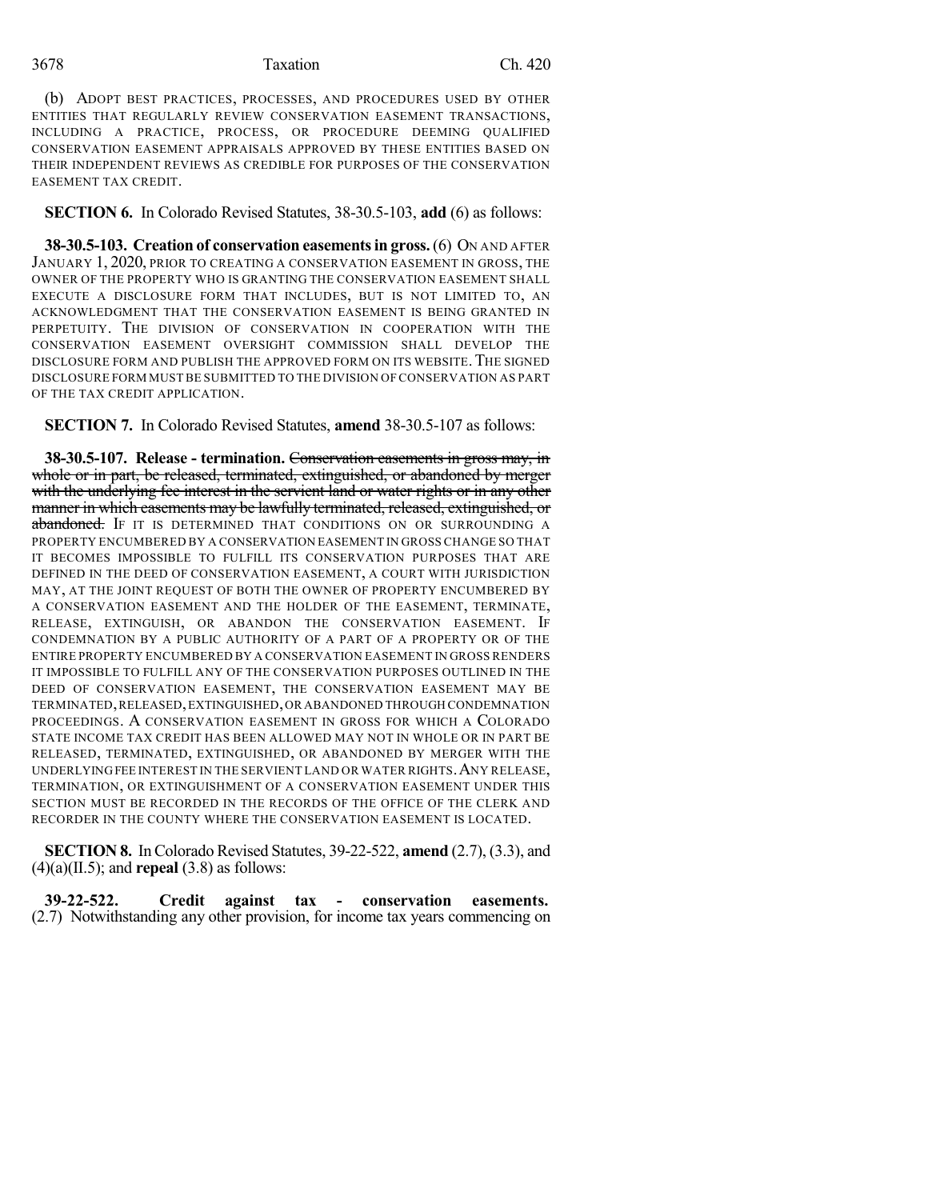(b) ADOPT BEST PRACTICES, PROCESSES, AND PROCEDURES USED BY OTHER ENTITIES THAT REGULARLY REVIEW CONSERVATION EASEMENT TRANSACTIONS, INCLUDING A PRACTICE, PROCESS, OR PROCEDURE DEEMING QUALIFIED CONSERVATION EASEMENT APPRAISALS APPROVED BY THESE ENTITIES BASED ON THEIR INDEPENDENT REVIEWS AS CREDIBLE FOR PURPOSES OF THE CONSERVATION EASEMENT TAX CREDIT.

**SECTION 6.** In Colorado Revised Statutes, 38-30.5-103, **add** (6) as follows:

**38-30.5-103. Creation of conservation easements in gross.** (6) ON AND AFTER JANUARY 1, 2020, PRIOR TO CREATING A CONSERVATION EASEMENT IN GROSS, THE OWNER OF THE PROPERTY WHO IS GRANTING THE CONSERVATION EASEMENT SHALL EXECUTE A DISCLOSURE FORM THAT INCLUDES, BUT IS NOT LIMITED TO, AN ACKNOWLEDGMENT THAT THE CONSERVATION EASEMENT IS BEING GRANTED IN PERPETUITY. THE DIVISION OF CONSERVATION IN COOPERATION WITH THE CONSERVATION EASEMENT OVERSIGHT COMMISSION SHALL DEVELOP THE DISCLOSURE FORM AND PUBLISH THE APPROVED FORM ON ITS WEBSITE. THE SIGNED DISCLOSURE FORM MUST BE SUBMITTED TO THE DIVISION OF CONSERVATION AS PART OF THE TAX CREDIT APPLICATION.

**SECTION 7.** In Colorado Revised Statutes, **amend** 38-30.5-107 as follows:

**38-30.5-107. Release - termination.** ~~Conservation easements in gross may, in whole or in part, be released, terminated, extinguished, or abandoned by merger with the underlying fee interest in the servient land or water rights or in any other manner in which easements may be lawfully terminated, released, extinguished, or abandoned.~~ IF IT IS DETERMINED THAT CONDITIONS ON OR SURROUNDING A PROPERTY ENCUMBERED BY A CONSERVATION EASEMENT IN GROSS CHANGE SO THAT IT BECOMES IMPOSSIBLE TO FULFILL ITS CONSERVATION PURPOSES THAT ARE DEFINED IN THE DEED OF CONSERVATION EASEMENT, A COURT WITH JURISDICTION MAY, AT THE JOINT REQUEST OF BOTH THE OWNER OF PROPERTY ENCUMBERED BY A CONSERVATION EASEMENT AND THE HOLDER OF THE EASEMENT, TERMINATE, RELEASE, EXTINGUISH, OR ABANDON THE CONSERVATION EASEMENT. IF CONDEMNATION BY A PUBLIC AUTHORITY OF A PART OF A PROPERTY OR OF THE ENTIRE PROPERTY ENCUMBERED BY A CONSERVATION EASEMENT IN GROSS RENDERS IT IMPOSSIBLE TO FULFILL ANY OF THE CONSERVATION PURPOSES OUTLINED IN THE DEED OF CONSERVATION EASEMENT, THE CONSERVATION EASEMENT MAY BE TERMINATED, RELEASED, EXTINGUISHED, OR ABANDONED THROUGH CONDEMNATION PROCEEDINGS. A CONSERVATION EASEMENT IN GROSS FOR WHICH A COLORADO STATE INCOME TAX CREDIT HAS BEEN ALLOWED MAY NOT IN WHOLE OR IN PART BE RELEASED, TERMINATED, EXTINGUISHED, OR ABANDONED BY MERGER WITH THE UNDERLYING FEE INTEREST IN THE SERVIENT LAND OR WATER RIGHTS. ANY RELEASE, TERMINATION, OR EXTINGUISHMENT OF A CONSERVATION EASEMENT UNDER THIS SECTION MUST BE RECORDED IN THE RECORDS OF THE OFFICE OF THE CLERK AND RECORDER IN THE COUNTY WHERE THE CONSERVATION EASEMENT IS LOCATED.

**SECTION 8.** In Colorado Revised Statutes, 39-22-522, **amend** (2.7), (3.3), and (4)(a)(II.5); and **repeal** (3.8) as follows:

**39-22-522. Credit against tax - conservation easements.** (2.7) Notwithstanding any other provision, for income tax years commencing on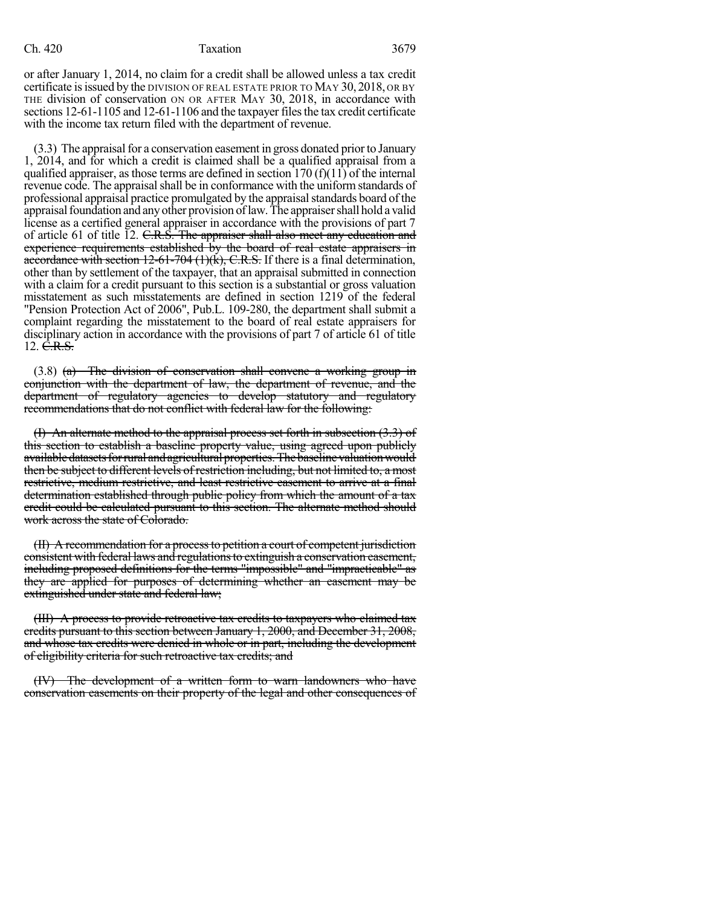or after January 1, 2014, no claim for a credit shall be allowed unless a tax credit certificate is issued by the DIVISION OF REAL ESTATE PRIOR TO MAY 30, 2018, OR BY THE division of conservation ON OR AFTER MAY 30, 2018, in accordance with sections 12-61-1105 and 12-61-1106 and the taxpayer files the tax credit certificate with the income tax return filed with the department of revenue.

(3.3) The appraisal for a conservation easement in gross donated prior to January 1, 2014, and for which a credit is claimed shall be a qualified appraisal from a qualified appraiser, as those terms are defined in section 170 (f)(11) of the internal revenue code. The appraisal shall be in conformance with the uniform standards of professional appraisal practice promulgated by the appraisal standards board of the appraisal foundation and any other provision of law. The appraiser shall hold a valid license as a certified general appraiser in accordance with the provisions of part 7 of article 61 of title 12. ~~C.R.S. The appraiser shall also meet any education and experience requirements established by the board of real estate appraisers in accordance with section 12-61-704 (1)(k), C.R.S.~~ If there is a final determination, other than by settlement of the taxpayer, that an appraisal submitted in connection with a claim for a credit pursuant to this section is a substantial or gross valuation misstatement as such misstatements are defined in section 1219 of the federal "Pension Protection Act of 2006", Pub.L. 109-280, the department shall submit a complaint regarding the misstatement to the board of real estate appraisers for disciplinary action in accordance with the provisions of part 7 of article 61 of title 12. ~~C.R.S.~~

(3.8) ~~(a) The division of conservation shall convene a working group in conjunction with the department of law, the department of revenue, and the department of regulatory agencies to develop statutory and regulatory recommendations that do not conflict with federal law for the following:~~

~~(I) An alternate method to the appraisal process set forth in subsection (3.3) of this section to establish a baseline property value, using agreed upon publicly available datasets for rural and agricultural properties. The baseline valuation would then be subject to different levels of restriction including, but not limited to, a most restrictive, medium restrictive, and least restrictive easement to arrive at a final determination established through public policy from which the amount of a tax credit could be calculated pursuant to this section. The alternate method should work across the state of Colorado.~~

~~(II) A recommendation for a process to petition a court of competent jurisdiction consistent with federal laws and regulations to extinguish a conservation easement, including proposed definitions for the terms "impossible" and "impracticable" as they are applied for purposes of determining whether an easement may be extinguished under state and federal law;~~

~~(III) A process to provide retroactive tax credits to taxpayers who claimed tax credits pursuant to this section between January 1, 2000, and December 31, 2008, and whose tax credits were denied in whole or in part, including the development of eligibility criteria for such retroactive tax credits; and~~

~~(IV) The development of a written form to warn landowners who have conservation easements on their property of the legal and other consequences of~~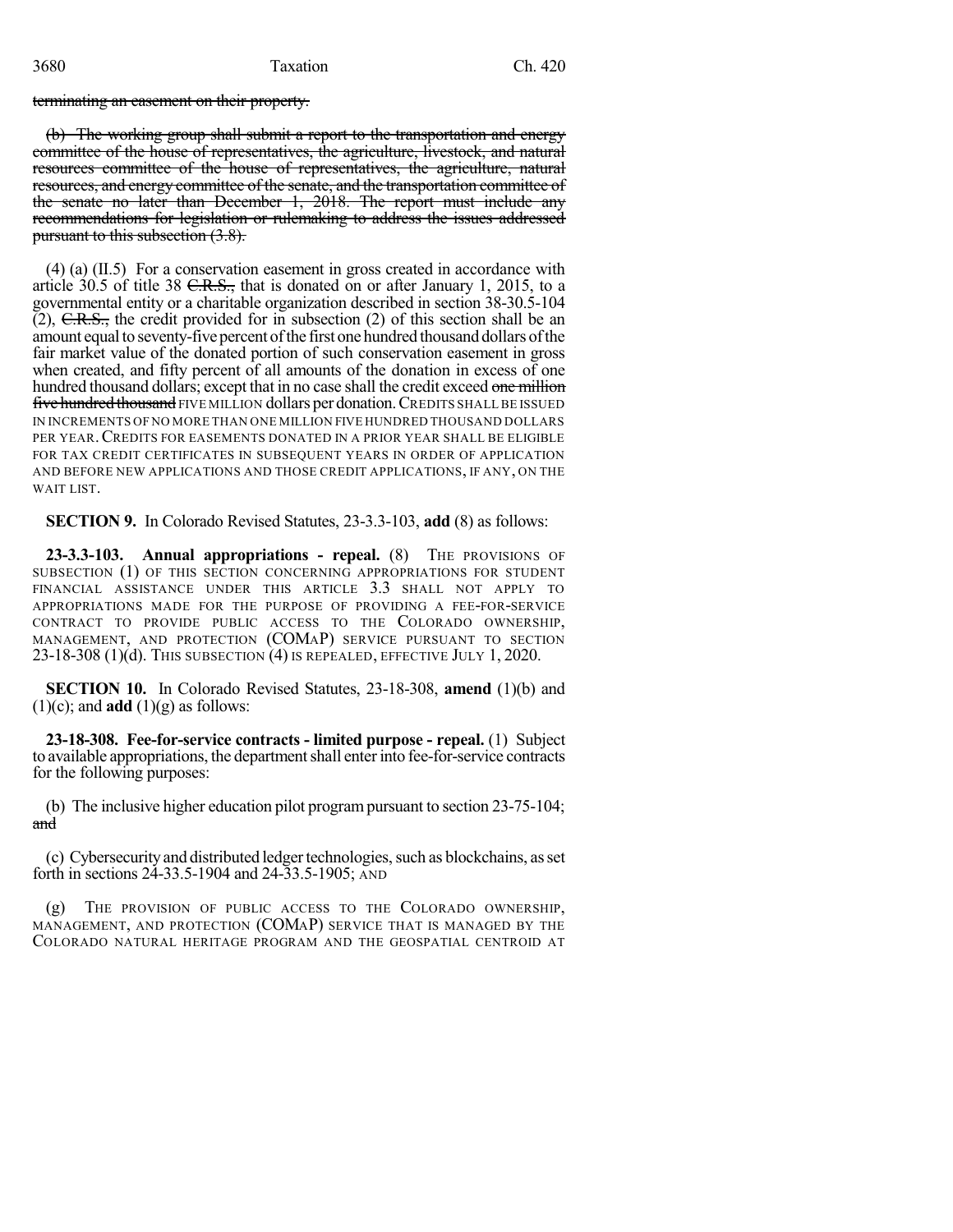terminating an easement on their property.

(b) The working group shall submit a report to the transportation and energy committee of the house of representatives, the agriculture, livestock, and natural resources committee of the house of representatives, the agriculture, natural resources, and energy committee of the senate, and the transportation committee of the senate no later than December 1, 2018. The report must include any recommendations for legislation or rulemaking to address the issues addressed pursuant to this subsection (3.8).

(4) (a) (II.5) For a conservation easement in gross created in accordance with article 30.5 of title 38 C.R.S., that is donated on or after January 1, 2015, to a governmental entity or a charitable organization described in section 38-30.5-104 (2), C.R.S., the credit provided for in subsection (2) of this section shall be an amount equal to seventy-five percent of the first one hundred thousand dollars of the fair market value of the donated portion of such conservation easement in gross when created, and fifty percent of all amounts of the donation in excess of one hundred thousand dollars; except that in no case shall the credit exceed one million five hundred thousand FIVE MILLION dollars per donation. CREDITS SHALL BE ISSUED IN INCREMENTS OF NO MORE THAN ONE MILLION FIVE HUNDRED THOUSAND DOLLARS PER YEAR. CREDITS FOR EASEMENTS DONATED IN A PRIOR YEAR SHALL BE ELIGIBLE FOR TAX CREDIT CERTIFICATES IN SUBSEQUENT YEARS IN ORDER OF APPLICATION AND BEFORE NEW APPLICATIONS AND THOSE CREDIT APPLICATIONS, IF ANY, ON THE WAIT LIST.

**SECTION 9.** In Colorado Revised Statutes, 23-3.3-103, **add** (8) as follows:

**23-3.3-103. Annual appropriations - repeal.** (8) THE PROVISIONS OF SUBSECTION (1) OF THIS SECTION CONCERNING APPROPRIATIONS FOR STUDENT FINANCIAL ASSISTANCE UNDER THIS ARTICLE 3.3 SHALL NOT APPLY TO APPROPRIATIONS MADE FOR THE PURPOSE OF PROVIDING A FEE-FOR-SERVICE CONTRACT TO PROVIDE PUBLIC ACCESS TO THE COLORADO OWNERSHIP, MANAGEMENT, AND PROTECTION (COMAP) SERVICE PURSUANT TO SECTION 23-18-308 (1)(d). THIS SUBSECTION (4) IS REPEALED, EFFECTIVE JULY 1, 2020.

**SECTION 10.** In Colorado Revised Statutes, 23-18-308, **amend** (1)(b) and (1)(c); and **add** (1)(g) as follows:

**23-18-308. Fee-for-service contracts - limited purpose - repeal.** (1) Subject to available appropriations, the department shall enter into fee-for-service contracts for the following purposes:

(b) The inclusive higher education pilot program pursuant to section 23-75-104; and

(c) Cybersecurity and distributed ledger technologies, such as blockchains, as set forth in sections 24-33.5-1904 and 24-33.5-1905; AND

(g) THE PROVISION OF PUBLIC ACCESS TO THE COLORADO OWNERSHIP, MANAGEMENT, AND PROTECTION (COMAP) SERVICE THAT IS MANAGED BY THE COLORADO NATURAL HERITAGE PROGRAM AND THE GEOSPATIAL CENTROID AT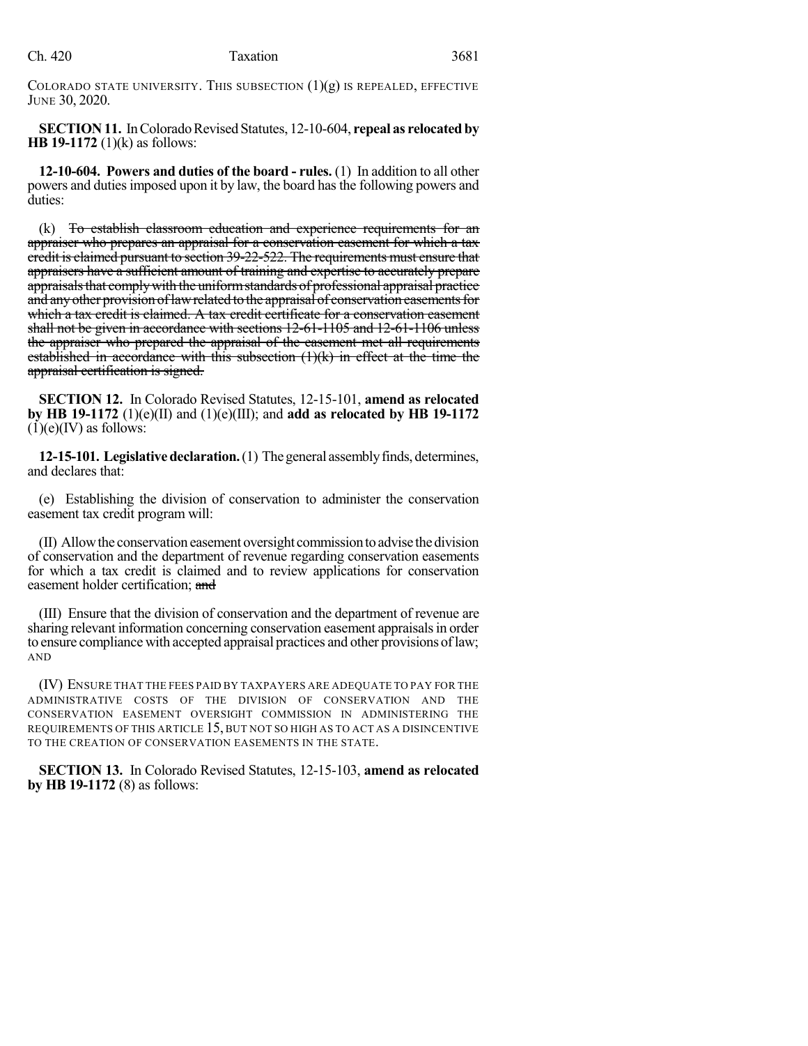COLORADO STATE UNIVERSITY. THIS SUBSECTION (1)(g) IS REPEALED, EFFECTIVE JUNE 30, 2020.

**SECTION 11.** In Colorado Revised Statutes, 12-10-604, **repeal as relocated by HB 19-1172** (1)(k) as follows:

**12-10-604. Powers and duties of the board - rules.** (1) In addition to all other powers and duties imposed upon it by law, the board has the following powers and duties:

(k) ~~To establish classroom education and experience requirements for an appraiser who prepares an appraisal for a conservation easement for which a tax credit is claimed pursuant to section 39-22-522. The requirements must ensure that appraisers have a sufficient amount of training and expertise to accurately prepare appraisals that comply with the uniform standards of professional appraisal practice and any other provision of law related to the appraisal of conservation easements for which a tax credit is claimed. A tax credit certificate for a conservation easement shall not be given in accordance with sections 12-61-1105 and 12-61-1106 unless the appraiser who prepared the appraisal of the easement met all requirements established in accordance with this subsection (1)(k) in effect at the time the appraisal certification is signed.~~

**SECTION 12.** In Colorado Revised Statutes, 12-15-101, **amend as relocated by HB 19-1172** (1)(e)(II) and (1)(e)(III); and **add as relocated by HB 19-1172** (1)(e)(IV) as follows:

**12-15-101. Legislative declaration.** (1) The general assembly finds, determines, and declares that:

(e) Establishing the division of conservation to administer the conservation easement tax credit program will:

(II) Allow the conservation easement oversight commission to advise the division of conservation and the department of revenue regarding conservation easements for which a tax credit is claimed and to review applications for conservation easement holder certification; ~~and~~

(III) Ensure that the division of conservation and the department of revenue are sharing relevant information concerning conservation easement appraisals in order to ensure compliance with accepted appraisal practices and other provisions of law; AND

(IV) ENSURE THAT THE FEES PAID BY TAXPAYERS ARE ADEQUATE TO PAY FOR THE ADMINISTRATIVE COSTS OF THE DIVISION OF CONSERVATION AND THE CONSERVATION EASEMENT OVERSIGHT COMMISSION IN ADMINISTERING THE REQUIREMENTS OF THIS ARTICLE 15, BUT NOT SO HIGH AS TO ACT AS A DISINCENTIVE TO THE CREATION OF CONSERVATION EASEMENTS IN THE STATE.

**SECTION 13.** In Colorado Revised Statutes, 12-15-103, **amend as relocated by HB 19-1172** (8) as follows: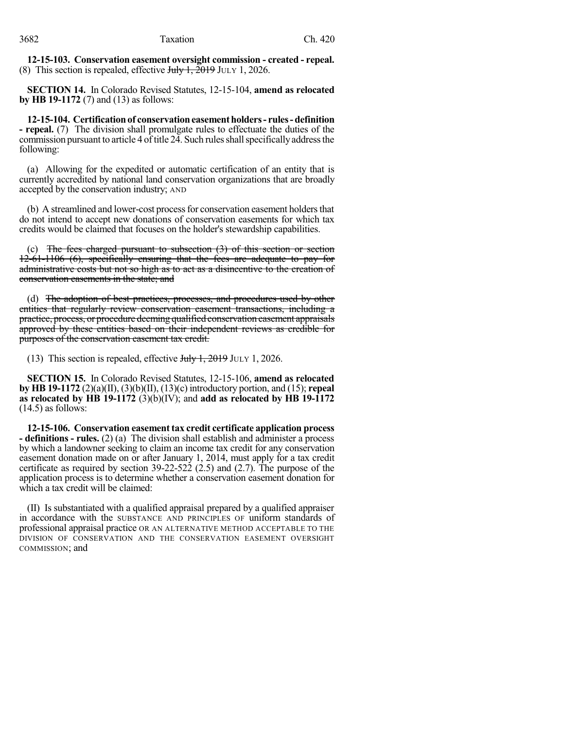**12-15-103. Conservation easement oversight commission - created - repeal.** (8) This section is repealed, effective ~~July 1, 2019~~ JULY 1, 2026.

**SECTION 14.** In Colorado Revised Statutes, 12-15-104, **amend as relocated by HB 19-1172** (7) and (13) as follows:

**12-15-104. Certification of conservation easement holders - rules - definition - repeal.** (7) The division shall promulgate rules to effectuate the duties of the commission pursuant to article 4 of title 24. Such rules shall specifically address the following:

(a) Allowing for the expedited or automatic certification of an entity that is currently accredited by national land conservation organizations that are broadly accepted by the conservation industry; AND

(b) A streamlined and lower-cost process for conservation easement holders that do not intend to accept new donations of conservation easements for which tax credits would be claimed that focuses on the holder's stewardship capabilities.

(c) ~~The fees charged pursuant to subsection (3) of this section or section 12-61-1106 (6), specifically ensuring that the fees are adequate to pay for administrative costs but not so high as to act as a disincentive to the creation of conservation easements in the state; and~~

(d) ~~The adoption of best practices, processes, and procedures used by other entities that regularly review conservation easement transactions, including a practice, process, or procedure deeming qualified conservation easement appraisals approved by these entities based on their independent reviews as credible for purposes of the conservation easement tax credit.~~

(13) This section is repealed, effective ~~July 1, 2019~~ JULY 1, 2026.

**SECTION 15.** In Colorado Revised Statutes, 12-15-106, **amend as relocated by HB 19-1172** (2)(a)(II), (3)(b)(II), (13)(c) introductory portion, and (15); **repeal as relocated by HB 19-1172** (3)(b)(IV); and **add as relocated by HB 19-1172** (14.5) as follows:

**12-15-106. Conservation easement tax credit certificate application process - definitions - rules.** (2) (a) The division shall establish and administer a process by which a landowner seeking to claim an income tax credit for any conservation easement donation made on or after January 1, 2014, must apply for a tax credit certificate as required by section 39-22-522 (2.5) and (2.7). The purpose of the application process is to determine whether a conservation easement donation for which a tax credit will be claimed:

(II) Is substantiated with a qualified appraisal prepared by a qualified appraiser in accordance with the SUBSTANCE AND PRINCIPLES OF uniform standards of professional appraisal practice OR AN ALTERNATIVE METHOD ACCEPTABLE TO THE DIVISION OF CONSERVATION AND THE CONSERVATION EASEMENT OVERSIGHT COMMISSION; and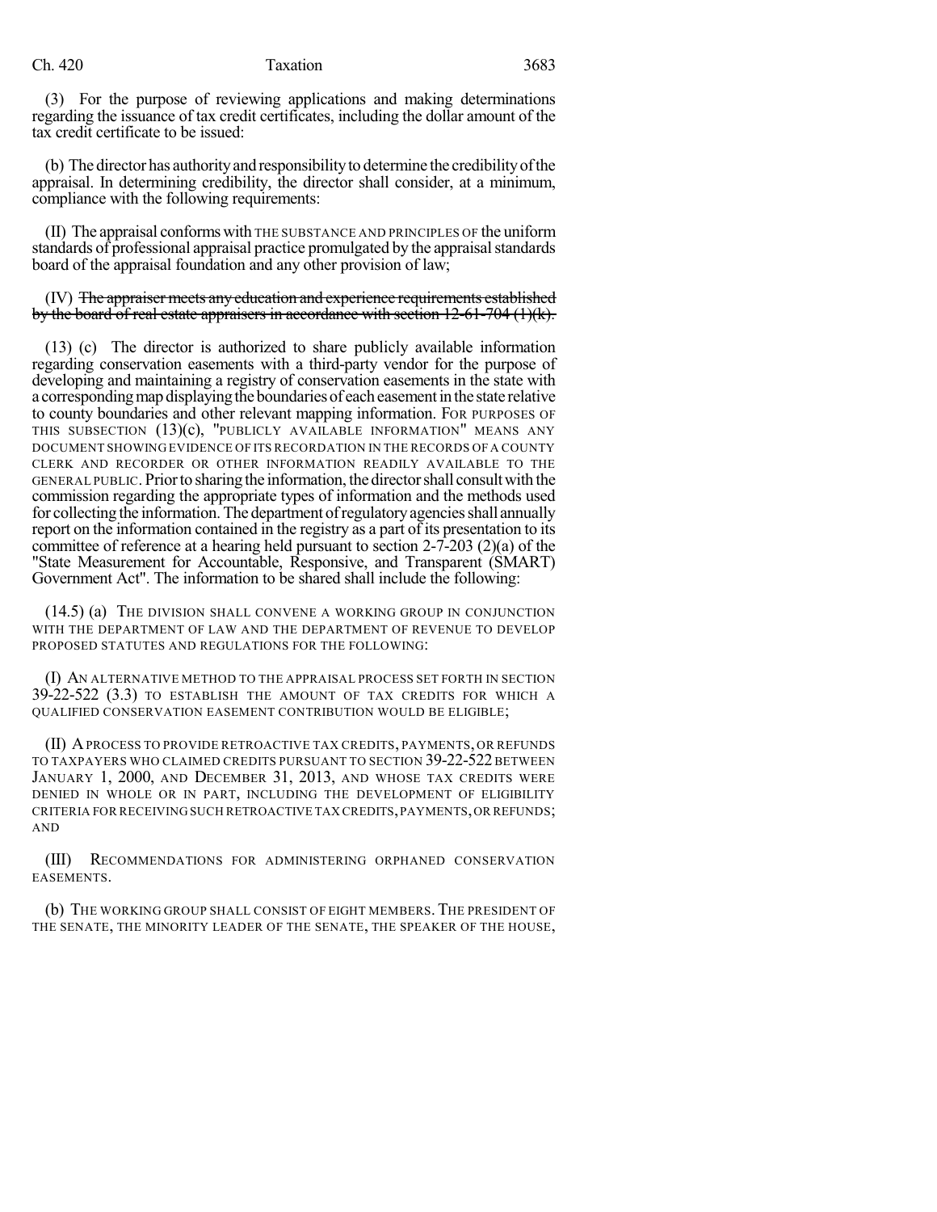(3) For the purpose of reviewing applications and making determinations regarding the issuance of tax credit certificates, including the dollar amount of the tax credit certificate to be issued:

(b) The director has authority and responsibility to determine the credibility of the appraisal. In determining credibility, the director shall consider, at a minimum, compliance with the following requirements:

(II) The appraisal conforms with THE SUBSTANCE AND PRINCIPLES OF the uniform standards of professional appraisal practice promulgated by the appraisal standards board of the appraisal foundation and any other provision of law;

(IV) ~~The appraiser meets any education and experience requirements established by the board of real estate appraisers in accordance with section 12-61-704 (1)(k).~~

(13) (c) The director is authorized to share publicly available information regarding conservation easements with a third-party vendor for the purpose of developing and maintaining a registry of conservation easements in the state with a corresponding map displaying the boundaries of each easement in the state relative to county boundaries and other relevant mapping information. FOR PURPOSES OF THIS SUBSECTION (13)(c), "PUBLICLY AVAILABLE INFORMATION" MEANS ANY DOCUMENT SHOWING EVIDENCE OF ITS RECORDATION IN THE RECORDS OF A COUNTY CLERK AND RECORDER OR OTHER INFORMATION READILY AVAILABLE TO THE GENERAL PUBLIC. Prior to sharing the information, the director shall consult with the commission regarding the appropriate types of information and the methods used for collecting the information. The department of regulatory agencies shall annually report on the information contained in the registry as a part of its presentation to its committee of reference at a hearing held pursuant to section 2-7-203 (2)(a) of the "State Measurement for Accountable, Responsive, and Transparent (SMART) Government Act". The information to be shared shall include the following:

(14.5) (a) THE DIVISION SHALL CONVENE A WORKING GROUP IN CONJUNCTION WITH THE DEPARTMENT OF LAW AND THE DEPARTMENT OF REVENUE TO DEVELOP PROPOSED STATUTES AND REGULATIONS FOR THE FOLLOWING:

(I) AN ALTERNATIVE METHOD TO THE APPRAISAL PROCESS SET FORTH IN SECTION 39-22-522 (3.3) TO ESTABLISH THE AMOUNT OF TAX CREDITS FOR WHICH A QUALIFIED CONSERVATION EASEMENT CONTRIBUTION WOULD BE ELIGIBLE;

(II) A PROCESS TO PROVIDE RETROACTIVE TAX CREDITS, PAYMENTS, OR REFUNDS TO TAXPAYERS WHO CLAIMED CREDITS PURSUANT TO SECTION 39-22-522 BETWEEN JANUARY 1, 2000, AND DECEMBER 31, 2013, AND WHOSE TAX CREDITS WERE DENIED IN WHOLE OR IN PART, INCLUDING THE DEVELOPMENT OF ELIGIBILITY CRITERIA FOR RECEIVING SUCH RETROACTIVE TAX CREDITS, PAYMENTS, OR REFUNDS; AND

(III) RECOMMENDATIONS FOR ADMINISTERING ORPHANED CONSERVATION EASEMENTS.

(b) THE WORKING GROUP SHALL CONSIST OF EIGHT MEMBERS. THE PRESIDENT OF THE SENATE, THE MINORITY LEADER OF THE SENATE, THE SPEAKER OF THE HOUSE,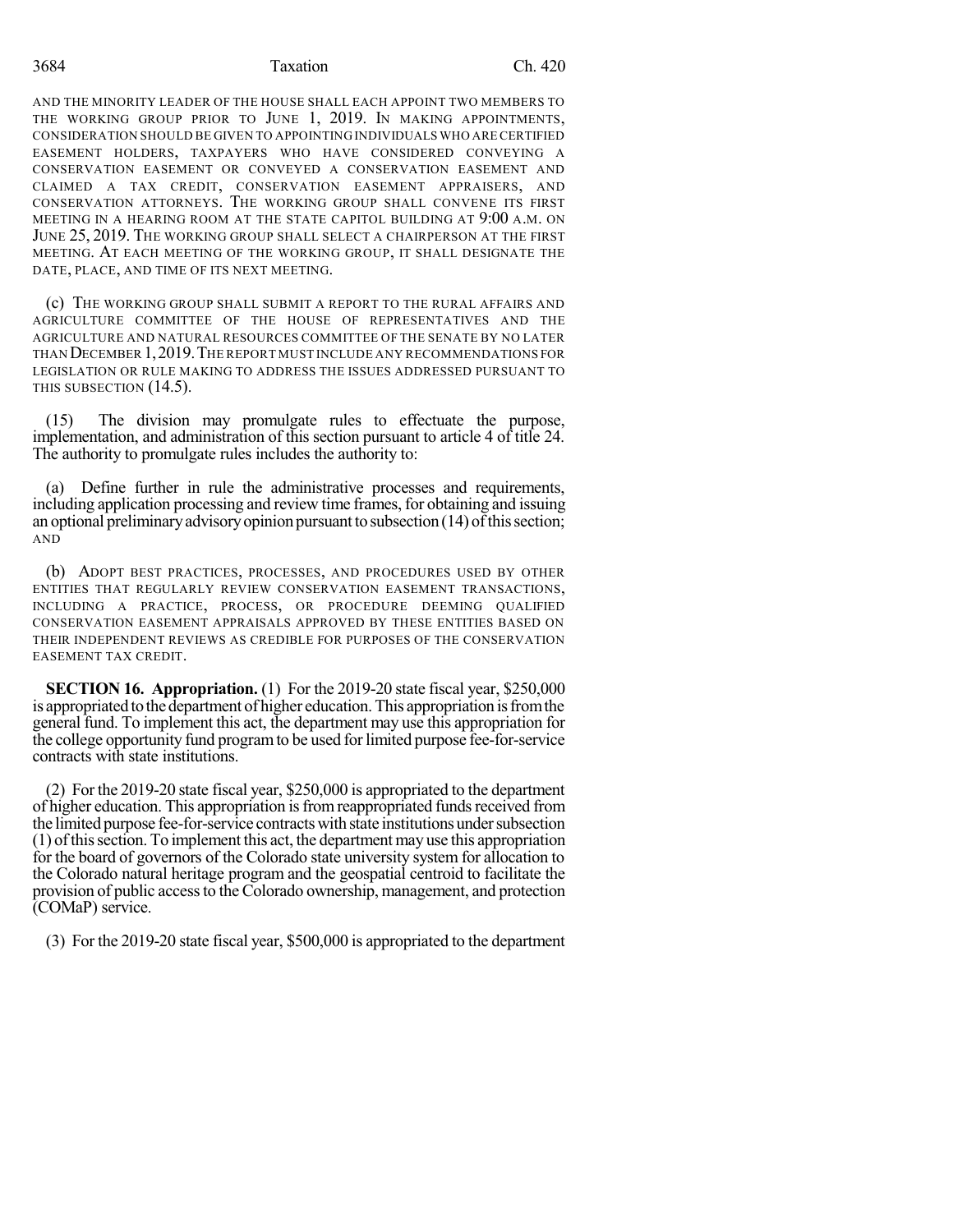AND THE MINORITY LEADER OF THE HOUSE SHALL EACH APPOINT TWO MEMBERS TO THE WORKING GROUP PRIOR TO JUNE 1, 2019. IN MAKING APPOINTMENTS, CONSIDERATION SHOULD BE GIVEN TO APPOINTING INDIVIDUALS WHO ARE CERTIFIED EASEMENT HOLDERS, TAXPAYERS WHO HAVE CONSIDERED CONVEYING A CONSERVATION EASEMENT OR CONVEYED A CONSERVATION EASEMENT AND CLAIMED A TAX CREDIT, CONSERVATION EASEMENT APPRAISERS, AND CONSERVATION ATTORNEYS. THE WORKING GROUP SHALL CONVENE ITS FIRST MEETING IN A HEARING ROOM AT THE STATE CAPITOL BUILDING AT 9:00 A.M. ON JUNE 25, 2019. THE WORKING GROUP SHALL SELECT A CHAIRPERSON AT THE FIRST MEETING. AT EACH MEETING OF THE WORKING GROUP, IT SHALL DESIGNATE THE DATE, PLACE, AND TIME OF ITS NEXT MEETING.

(c) THE WORKING GROUP SHALL SUBMIT A REPORT TO THE RURAL AFFAIRS AND AGRICULTURE COMMITTEE OF THE HOUSE OF REPRESENTATIVES AND THE AGRICULTURE AND NATURAL RESOURCES COMMITTEE OF THE SENATE BY NO LATER THAN DECEMBER 1, 2019. THE REPORT MUST INCLUDE ANY RECOMMENDATIONS FOR LEGISLATION OR RULE MAKING TO ADDRESS THE ISSUES ADDRESSED PURSUANT TO THIS SUBSECTION (14.5).

(15) The division may promulgate rules to effectuate the purpose, implementation, and administration of this section pursuant to article 4 of title 24. The authority to promulgate rules includes the authority to:

(a) Define further in rule the administrative processes and requirements, including application processing and review time frames, for obtaining and issuing an optional preliminary advisory opinion pursuant to subsection (14) of this section; AND

(b) ADOPT BEST PRACTICES, PROCESSES, AND PROCEDURES USED BY OTHER ENTITIES THAT REGULARLY REVIEW CONSERVATION EASEMENT TRANSACTIONS, INCLUDING A PRACTICE, PROCESS, OR PROCEDURE DEEMING QUALIFIED CONSERVATION EASEMENT APPRAISALS APPROVED BY THESE ENTITIES BASED ON THEIR INDEPENDENT REVIEWS AS CREDIBLE FOR PURPOSES OF THE CONSERVATION EASEMENT TAX CREDIT.

**SECTION 16. Appropriation.** (1) For the 2019-20 state fiscal year, $250,000 is appropriated to the department of higher education. This appropriation is from the general fund. To implement this act, the department may use this appropriation for the college opportunity fund program to be used for limited purpose fee-for-service contracts with state institutions.

(2) For the 2019-20 state fiscal year, $250,000 is appropriated to the department of higher education. This appropriation is from reappropriated funds received from the limited purpose fee-for-service contracts with state institutions under subsection (1) of this section. To implement this act, the department may use this appropriation for the board of governors of the Colorado state university system for allocation to the Colorado natural heritage program and the geospatial centroid to facilitate the provision of public access to the Colorado ownership, management, and protection (COMaP) service.

(3) For the 2019-20 state fiscal year, $500,000 is appropriated to the department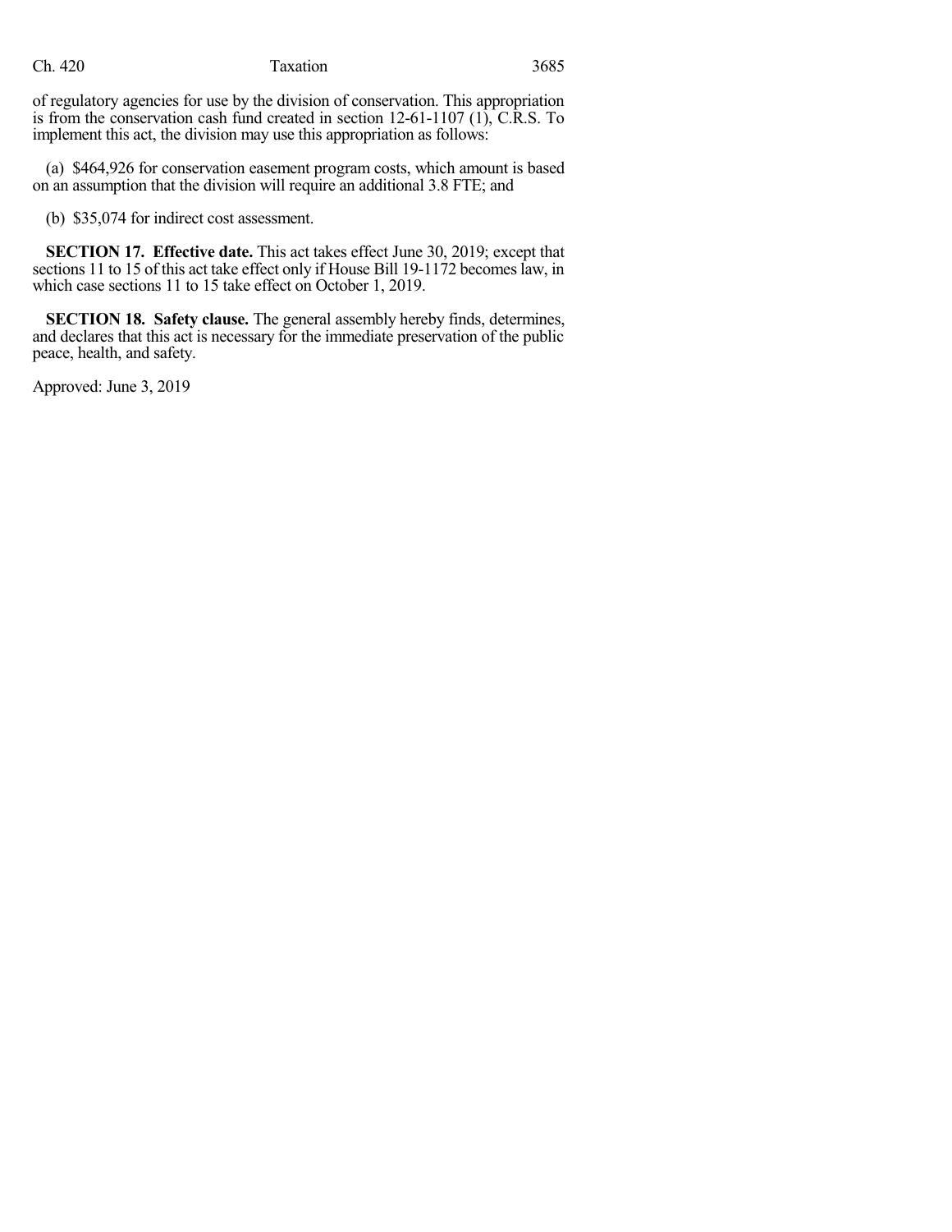of regulatory agencies for use by the division of conservation. This appropriation is from the conservation cash fund created in section 12-61-1107 (1), C.R.S. To implement this act, the division may use this appropriation as follows:

(a) $464,926 for conservation easement program costs, which amount is based on an assumption that the division will require an additional 3.8 FTE; and

(b) $35,074 for indirect cost assessment.

**SECTION 17. Effective date.** This act takes effect June 30, 2019; except that sections 11 to 15 of this act take effect only if House Bill 19-1172 becomes law, in which case sections 11 to 15 take effect on October 1, 2019.

**SECTION 18. Safety clause.** The general assembly hereby finds, determines, and declares that this act is necessary for the immediate preservation of the public peace, health, and safety.

Approved: June 3, 2019